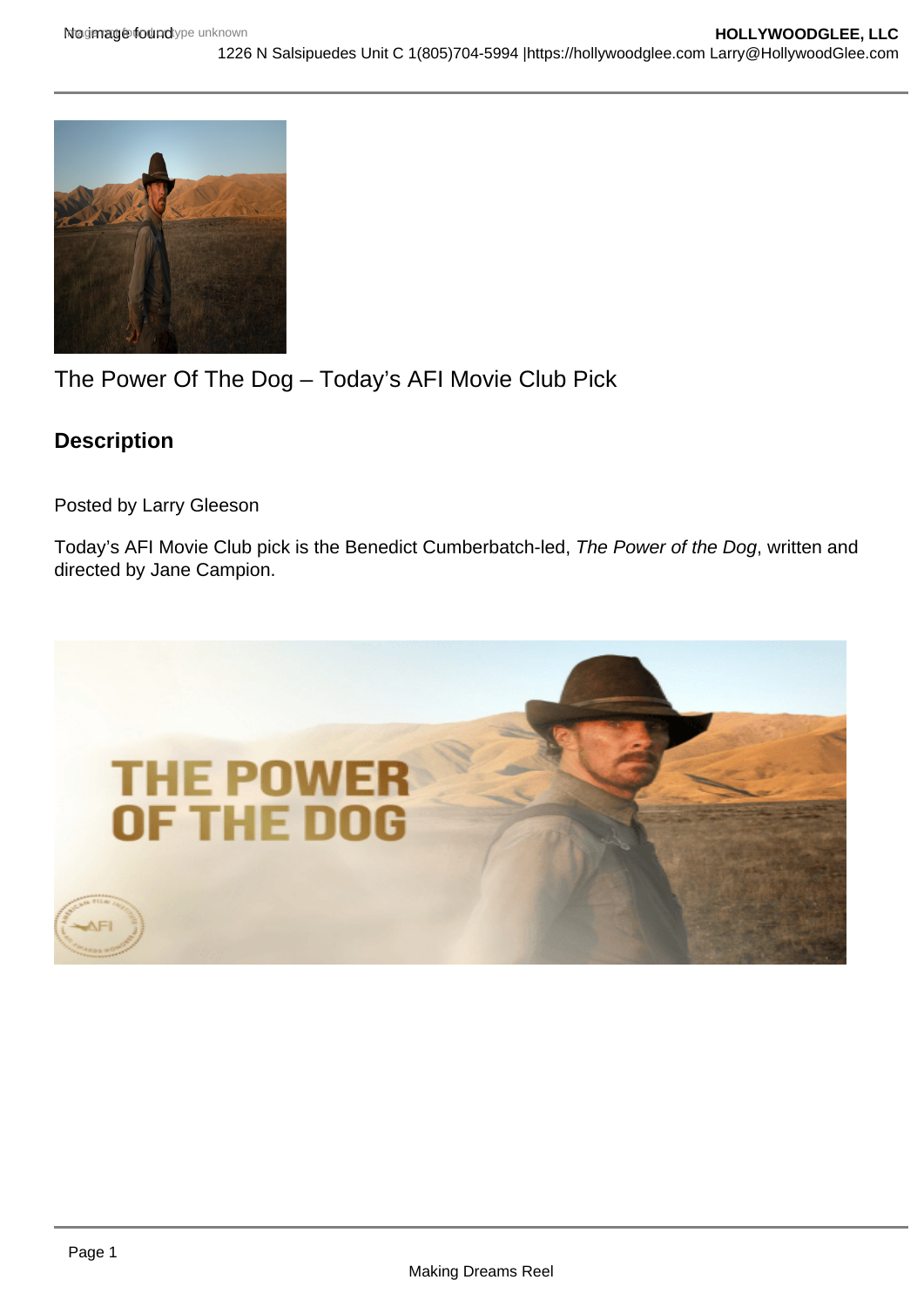# The Power Of The Dog – Today's AFI Movie Club Pick

## Description

Posted by Larry Gleeson

Today's AFI Movie Club pick is the Benedict Cumberbatch-led, *The Power of the Dog*, written and directed by Jane Campion.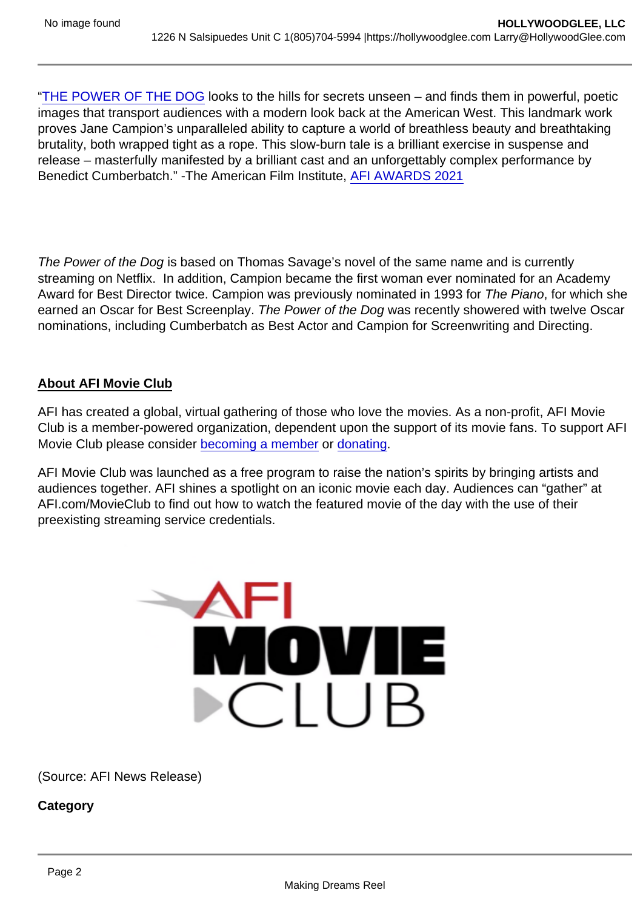"THE POWER OF THE DOG looks to the hills for secrets unseen – and finds them in powerful, poetic images that transport audiences with a modern look back at the American West. This landmark work proves Jane Campion's unparalleled ability to capture a world of breathless beauty and breathtaking brutality, both wrapped tight as a rope. This slow-burn tale is a brilliant exercise in suspense and release – masterfully manifested by a brilliant cast and an unforgettably complex performance by Benedict Cumberbatch." -The American Film Institute, AFI AWARDS 2021

*The Power of the Dog* is based on Thomas Savage's novel of the same name and is currently streaming on Netflix. In addition, Campion became the first woman ever nominated for an Academy Award for Best Director twice. Campion was previously nominated in 1993 for *The Piano*, for which she earned an Oscar for Best Screenplay. *The Power of the Dog* was recently showered with twelve Oscar nominations, including Cumberbatch as Best Actor and Campion for Screenwriting and Directing.

**About AFI Movie Club**

AFI has created a global, virtual gathering of those who love the movies. As a non-profit, AFI Movie Club is a member-powered organization, dependent upon the support of its movie fans. To support AFI Movie Club please consider becoming a member or donating.

AFI Movie Club was launched as a free program to raise the nation's spirits by bringing artists and audiences together. AFI shines a spotlight on an iconic movie each day. Audiences can "gather" at AFI.com/MovieClub to find out how to watch the featured movie of the day with the use of their preexisting streaming service credentials.

(Source: AFI News Release)

**Category**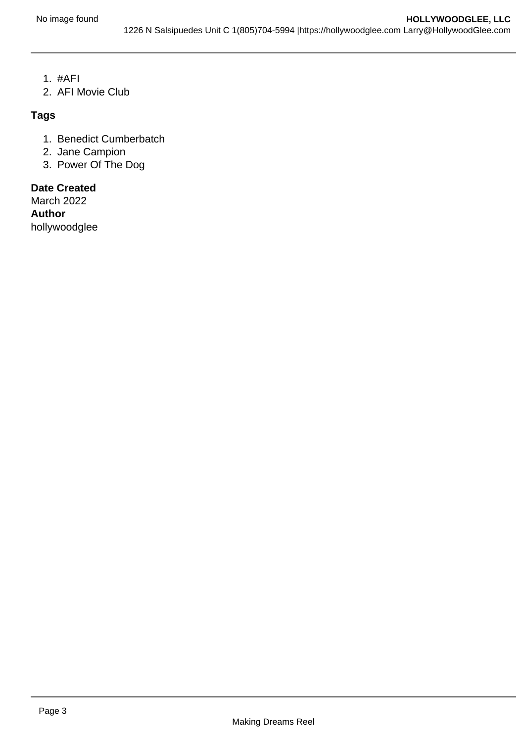1. #AFI
2. AFI Movie Club

**Tags**

1. Benedict Cumberbatch
2. Jane Campion
3. Power Of The Dog

**Date Created**
March 2022
**Author**
hollywoodglee